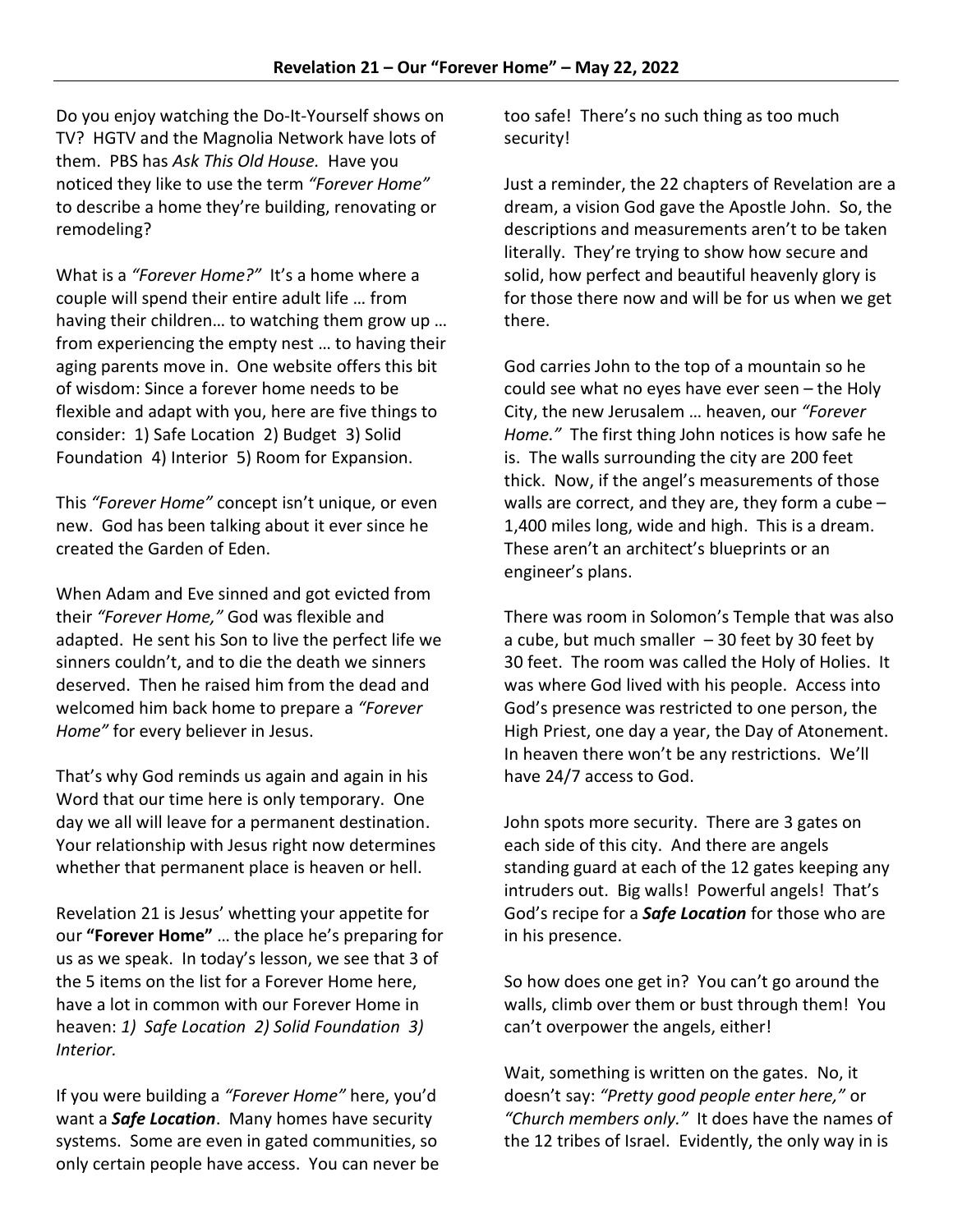# Revelation 21 – Our "Forever Home" – May 22, 2022

Do you enjoy watching the Do-It-Yourself shows on TV? HGTV and the Magnolia Network have lots of them. PBS has *Ask This Old House*. Have you noticed they like to use the term *"Forever Home"* to describe a home they're building, renovating or remodeling?

What is a *"Forever Home?"* It's a home where a couple will spend their entire adult life … from having their children… to watching them grow up … from experiencing the empty nest … to having their aging parents move in. One website offers this bit of wisdom: Since a forever home needs to be flexible and adapt with you, here are five things to consider: 1) Safe Location 2) Budget 3) Solid Foundation 4) Interior 5) Room for Expansion.

This *"Forever Home"* concept isn't unique, or even new. God has been talking about it ever since he created the Garden of Eden.

When Adam and Eve sinned and got evicted from their *"Forever Home,"* God was flexible and adapted. He sent his Son to live the perfect life we sinners couldn't, and to die the death we sinners deserved. Then he raised him from the dead and welcomed him back home to prepare a *"Forever Home"* for every believer in Jesus.

That's why God reminds us again and again in his Word that our time here is only temporary. One day we all will leave for a permanent destination. Your relationship with Jesus right now determines whether that permanent place is heaven or hell.

Revelation 21 is Jesus' whetting your appetite for our **"Forever Home"** … the place he's preparing for us as we speak. In today's lesson, we see that 3 of the 5 items on the list for a Forever Home here, have a lot in common with our Forever Home in heaven: *1) Safe Location 2) Solid Foundation 3) Interior.*

If you were building a *"Forever Home"* here, you'd want a ***Safe Location***. Many homes have security systems. Some are even in gated communities, so only certain people have access. You can never be too safe! There's no such thing as too much security!

Just a reminder, the 22 chapters of Revelation are a dream, a vision God gave the Apostle John. So, the descriptions and measurements aren't to be taken literally. They're trying to show how secure and solid, how perfect and beautiful heavenly glory is for those there now and will be for us when we get there.

God carries John to the top of a mountain so he could see what no eyes have ever seen – the Holy City, the new Jerusalem … heaven, our *"Forever Home."* The first thing John notices is how safe he is. The walls surrounding the city are 200 feet thick. Now, if the angel's measurements of those walls are correct, and they are, they form a cube – 1,400 miles long, wide and high. This is a dream. These aren't an architect's blueprints or an engineer's plans.

There was room in Solomon's Temple that was also a cube, but much smaller – 30 feet by 30 feet by 30 feet. The room was called the Holy of Holies. It was where God lived with his people. Access into God's presence was restricted to one person, the High Priest, one day a year, the Day of Atonement. In heaven there won't be any restrictions. We'll have 24/7 access to God.

John spots more security. There are 3 gates on each side of this city. And there are angels standing guard at each of the 12 gates keeping any intruders out. Big walls! Powerful angels! That's God's recipe for a ***Safe Location*** for those who are in his presence.

So how does one get in? You can't go around the walls, climb over them or bust through them! You can't overpower the angels, either!

Wait, something is written on the gates. No, it doesn't say: *"Pretty good people enter here,"* or *"Church members only."* It does have the names of the 12 tribes of Israel. Evidently, the only way in is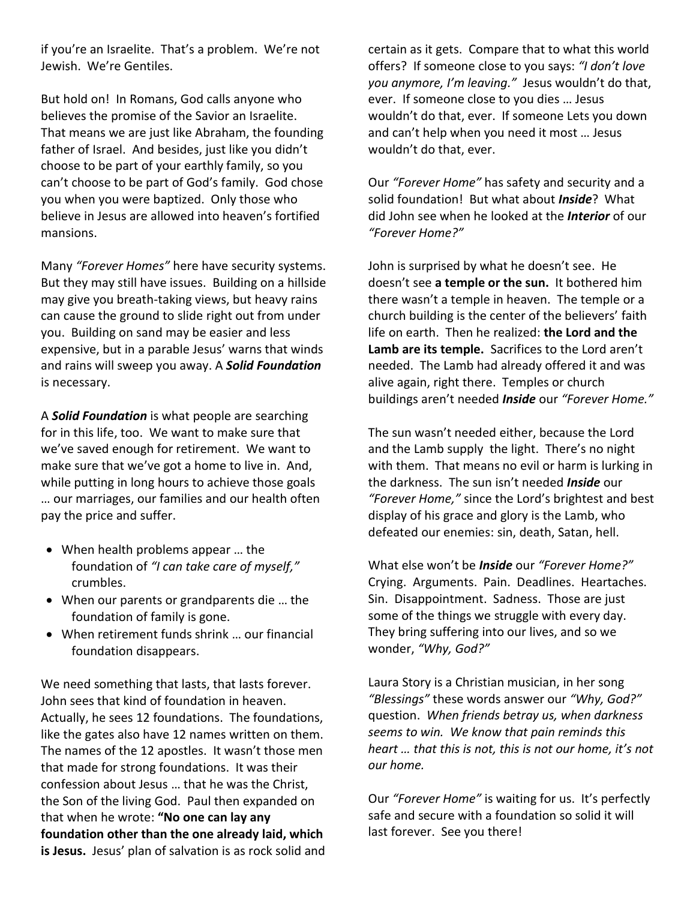if you're an Israelite. That's a problem. We're not Jewish. We're Gentiles.

But hold on! In Romans, God calls anyone who believes the promise of the Savior an Israelite. That means we are just like Abraham, the founding father of Israel. And besides, just like you didn't choose to be part of your earthly family, so you can't choose to be part of God's family. God chose you when you were baptized. Only those who believe in Jesus are allowed into heaven's fortified mansions.

Many *"Forever Homes"* here have security systems. But they may still have issues. Building on a hillside may give you breath-taking views, but heavy rains can cause the ground to slide right out from under you. Building on sand may be easier and less expensive, but in a parable Jesus' warns that winds and rains will sweep you away. A ***Solid Foundation*** is necessary.

A ***Solid Foundation*** is what people are searching for in this life, too. We want to make sure that we've saved enough for retirement. We want to make sure that we've got a home to live in. And, while putting in long hours to achieve those goals … our marriages, our families and our health often pay the price and suffer.

- When health problems appear … the foundation of *"I can take care of myself,"* crumbles.
- When our parents or grandparents die … the foundation of family is gone.
- When retirement funds shrink … our financial foundation disappears.

We need something that lasts, that lasts forever. John sees that kind of foundation in heaven. Actually, he sees 12 foundations. The foundations, like the gates also have 12 names written on them. The names of the 12 apostles. It wasn't those men that made for strong foundations. It was their confession about Jesus … that he was the Christ, the Son of the living God. Paul then expanded on that when he wrote: **"No one can lay any foundation other than the one already laid, which is Jesus.** Jesus' plan of salvation is as rock solid and certain as it gets. Compare that to what this world offers? If someone close to you says: *"I don't love you anymore, I'm leaving."* Jesus wouldn't do that, ever. If someone close to you dies … Jesus wouldn't do that, ever. If someone Lets you down and can't help when you need it most … Jesus wouldn't do that, ever.

Our *"Forever Home"* has safety and security and a solid foundation! But what about ***Inside***? What did John see when he looked at the ***Interior*** of our *"Forever Home?"*

John is surprised by what he doesn't see. He doesn't see **a temple or the sun.** It bothered him there wasn't a temple in heaven. The temple or a church building is the center of the believers' faith life on earth. Then he realized: **the Lord and the Lamb are its temple.** Sacrifices to the Lord aren't needed. The Lamb had already offered it and was alive again, right there. Temples or church buildings aren't needed ***Inside*** our *"Forever Home."*

The sun wasn't needed either, because the Lord and the Lamb supply the light. There's no night with them. That means no evil or harm is lurking in the darkness. The sun isn't needed ***Inside*** our *"Forever Home,"* since the Lord's brightest and best display of his grace and glory is the Lamb, who defeated our enemies: sin, death, Satan, hell.

What else won't be ***Inside*** our *"Forever Home?"* Crying. Arguments. Pain. Deadlines. Heartaches. Sin. Disappointment. Sadness. Those are just some of the things we struggle with every day. They bring suffering into our lives, and so we wonder, *"Why, God?"*

Laura Story is a Christian musician, in her song *"Blessings"* these words answer our *"Why, God?"* question. *When friends betray us, when darkness seems to win. We know that pain reminds this heart … that this is not, this is not our home, it's not our home.*

Our *"Forever Home"* is waiting for us. It's perfectly safe and secure with a foundation so solid it will last forever. See you there!